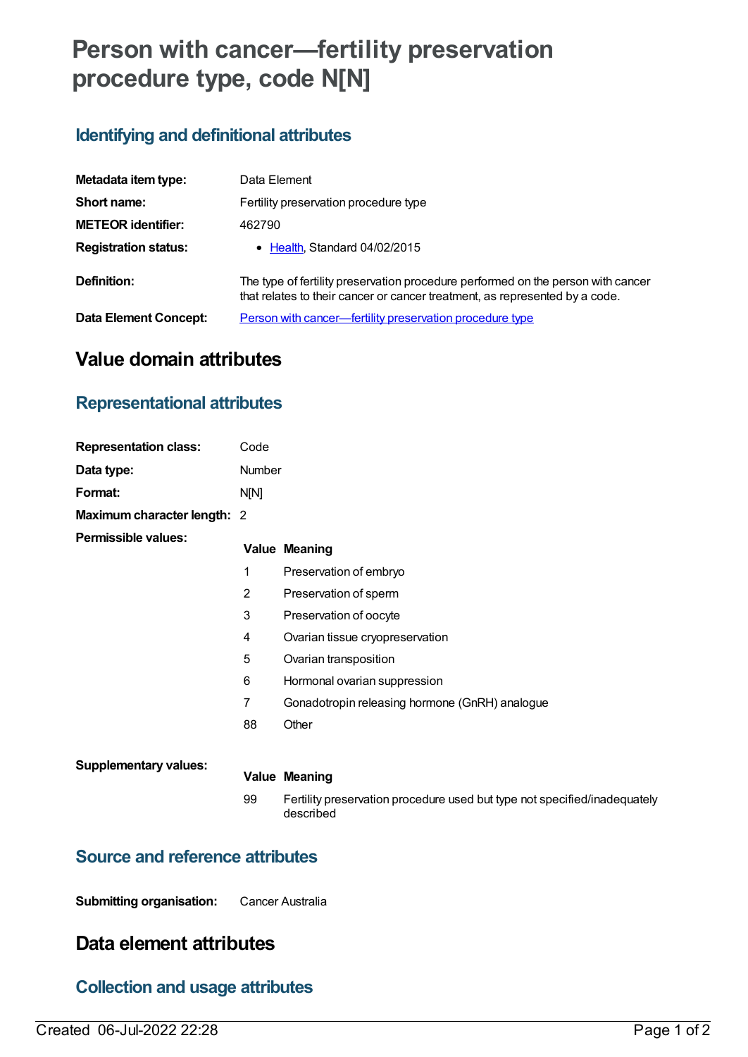# Person with cancer—fertility preservation procedure type, code N[N]

## Identifying and definitional attributes

| | |
|---|---|
| **Metadata item type:** | Data Element |
| **Short name:** | Fertility preservation procedure type |
| **METEOR identifier:** | 462790 |
| **Registration status:** | • Health, Standard 04/02/2015 |
| **Definition:** | The type of fertility preservation procedure performed on the person with cancer that relates to their cancer or cancer treatment, as represented by a code. |
| **Data Element Concept:** | Person with cancer—fertility preservation procedure type |

# Value domain attributes

## Representational attributes

| | |
|---|---|
| **Representation class:** | Code |
| **Data type:** | Number |
| **Format:** | N[N] |
| **Maximum character length:** | 2 |

**Permissible values:**

| Value | Meaning |
|---|---|
| 1 | Preservation of embryo |
| 2 | Preservation of sperm |
| 3 | Preservation of oocyte |
| 4 | Ovarian tissue cryopreservation |
| 5 | Ovarian transposition |
| 6 | Hormonal ovarian suppression |
| 7 | Gonadotropin releasing hormone (GnRH) analogue |
| 88 | Other |

**Supplementary values:**

| Value | Meaning |
|---|---|
| 99 | Fertility preservation procedure used but type not specified/inadequately described |

## Source and reference attributes

**Submitting organisation:** Cancer Australia

# Data element attributes

## Collection and usage attributes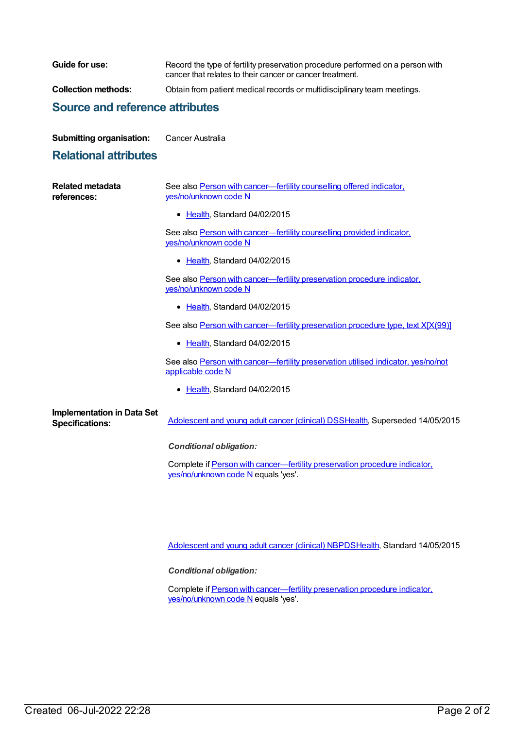**Guide for use:** Record the type of fertility preservation procedure performed on a person with cancer that relates to their cancer or cancer treatment.

**Collection methods:** Obtain from patient medical records or multidisciplinary team meetings.

## Source and reference attributes

**Submitting organisation:** Cancer Australia

## Relational attributes

**Related metadata references:**

See also Person with cancer—fertility counselling offered indicator, yes/no/unknown code N

- Health, Standard 04/02/2015

See also Person with cancer—fertility counselling provided indicator, yes/no/unknown code N

- Health, Standard 04/02/2015

See also Person with cancer—fertility preservation procedure indicator, yes/no/unknown code N

- Health, Standard 04/02/2015

See also Person with cancer—fertility preservation procedure type, text X[X(99)]

- Health, Standard 04/02/2015

See also Person with cancer—fertility preservation utilised indicator, yes/no/not applicable code N

- Health, Standard 04/02/2015

**Implementation in Data Set Specifications:**

Adolescent and young adult cancer (clinical) DSSHealth, Superseded 14/05/2015

***Conditional obligation:***

Complete if Person with cancer—fertility preservation procedure indicator, yes/no/unknown code N equals 'yes'.

Adolescent and young adult cancer (clinical) NBPDSHealth, Standard 14/05/2015

***Conditional obligation:***

Complete if Person with cancer—fertility preservation procedure indicator, yes/no/unknown code N equals 'yes'.